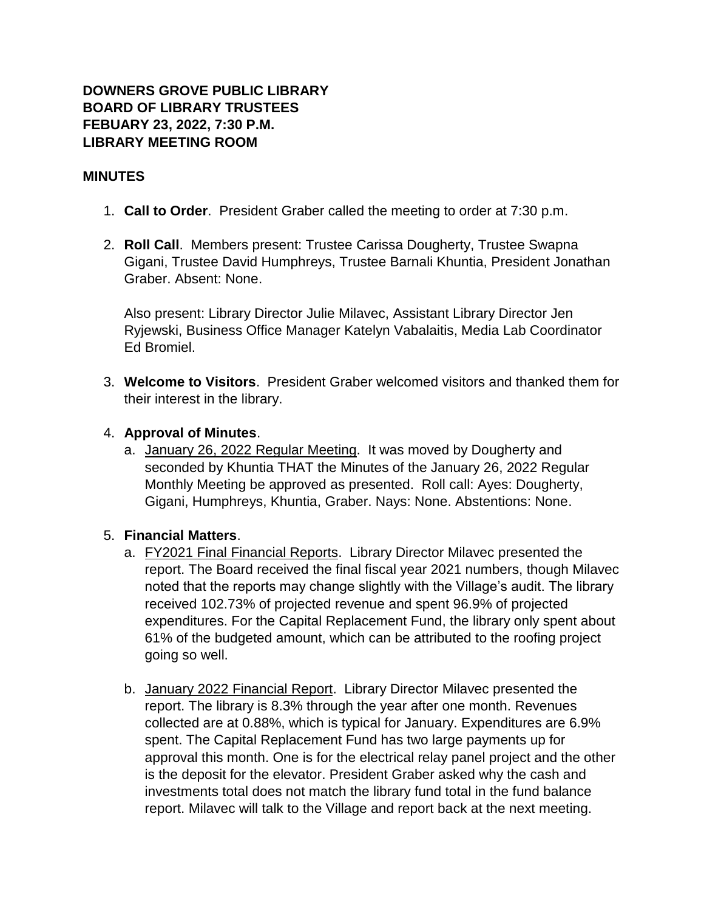**DOWNERS GROVE PUBLIC LIBRARY**
**BOARD OF LIBRARY TRUSTEES**
**FEBUARY 23, 2022, 7:30 P.M.**
**LIBRARY MEETING ROOM**

**MINUTES**

1. **Call to Order**. President Graber called the meeting to order at 7:30 p.m.

2. **Roll Call**. Members present: Trustee Carissa Dougherty, Trustee Swapna Gigani, Trustee David Humphreys, Trustee Barnali Khuntia, President Jonathan Graber. Absent: None.

   Also present: Library Director Julie Milavec, Assistant Library Director Jen Ryjewski, Business Office Manager Katelyn Vabalaitis, Media Lab Coordinator Ed Bromiel.

3. **Welcome to Visitors**. President Graber welcomed visitors and thanked them for their interest in the library.

4. **Approval of Minutes**.
   a. January 26, 2022 Regular Meeting. It was moved by Dougherty and seconded by Khuntia THAT the Minutes of the January 26, 2022 Regular Monthly Meeting be approved as presented. Roll call: Ayes: Dougherty, Gigani, Humphreys, Khuntia, Graber. Nays: None. Abstentions: None.

5. **Financial Matters**.
   a. FY2021 Final Financial Reports. Library Director Milavec presented the report. The Board received the final fiscal year 2021 numbers, though Milavec noted that the reports may change slightly with the Village's audit. The library received 102.73% of projected revenue and spent 96.9% of projected expenditures. For the Capital Replacement Fund, the library only spent about 61% of the budgeted amount, which can be attributed to the roofing project going so well.

   b. January 2022 Financial Report. Library Director Milavec presented the report. The library is 8.3% through the year after one month. Revenues collected are at 0.88%, which is typical for January. Expenditures are 6.9% spent. The Capital Replacement Fund has two large payments up for approval this month. One is for the electrical relay panel project and the other is the deposit for the elevator. President Graber asked why the cash and investments total does not match the library fund total in the fund balance report. Milavec will talk to the Village and report back at the next meeting.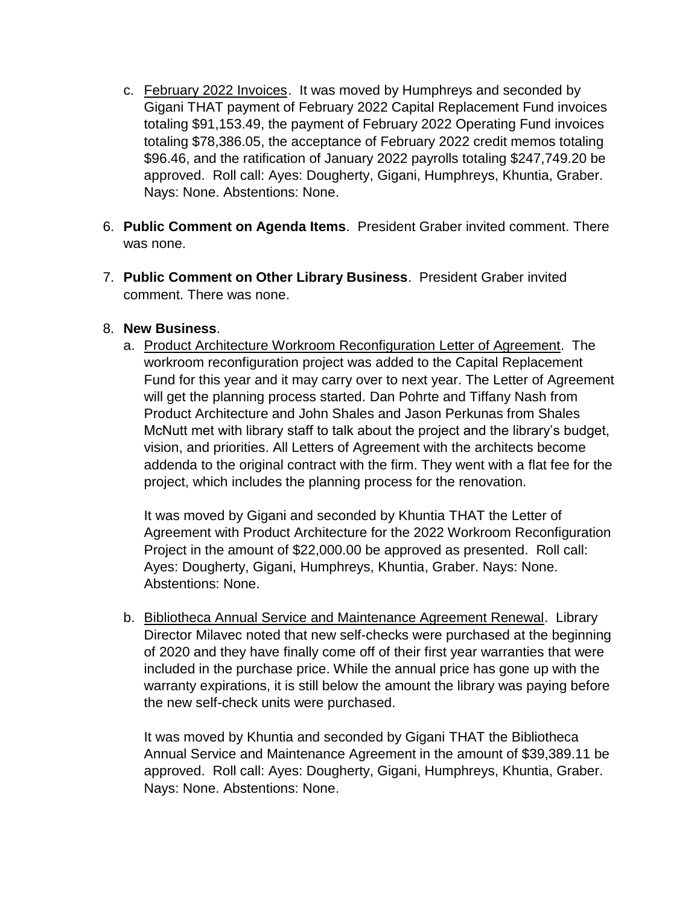c. <u>February 2022 Invoices</u>. It was moved by Humphreys and seconded by Gigani THAT payment of February 2022 Capital Replacement Fund invoices totaling $91,153.49, the payment of February 2022 Operating Fund invoices totaling $78,386.05, the acceptance of February 2022 credit memos totaling $96.46, and the ratification of January 2022 payrolls totaling $247,749.20 be approved. Roll call: Ayes: Dougherty, Gigani, Humphreys, Khuntia, Graber. Nays: None. Abstentions: None.

6. **Public Comment on Agenda Items**. President Graber invited comment. There was none.

7. **Public Comment on Other Library Business**. President Graber invited comment. There was none.

8. **New Business**.

   a. <u>Product Architecture Workroom Reconfiguration Letter of Agreement</u>. The workroom reconfiguration project was added to the Capital Replacement Fund for this year and it may carry over to next year. The Letter of Agreement will get the planning process started. Dan Pohrte and Tiffany Nash from Product Architecture and John Shales and Jason Perkunas from Shales McNutt met with library staff to talk about the project and the library's budget, vision, and priorities. All Letters of Agreement with the architects become addenda to the original contract with the firm. They went with a flat fee for the project, which includes the planning process for the renovation.

   It was moved by Gigani and seconded by Khuntia THAT the Letter of Agreement with Product Architecture for the 2022 Workroom Reconfiguration Project in the amount of $22,000.00 be approved as presented. Roll call: Ayes: Dougherty, Gigani, Humphreys, Khuntia, Graber. Nays: None. Abstentions: None.

   b. <u>Bibliotheca Annual Service and Maintenance Agreement Renewal</u>. Library Director Milavec noted that new self-checks were purchased at the beginning of 2020 and they have finally come off of their first year warranties that were included in the purchase price. While the annual price has gone up with the warranty expirations, it is still below the amount the library was paying before the new self-check units were purchased.

   It was moved by Khuntia and seconded by Gigani THAT the Bibliotheca Annual Service and Maintenance Agreement in the amount of $39,389.11 be approved. Roll call: Ayes: Dougherty, Gigani, Humphreys, Khuntia, Graber. Nays: None. Abstentions: None.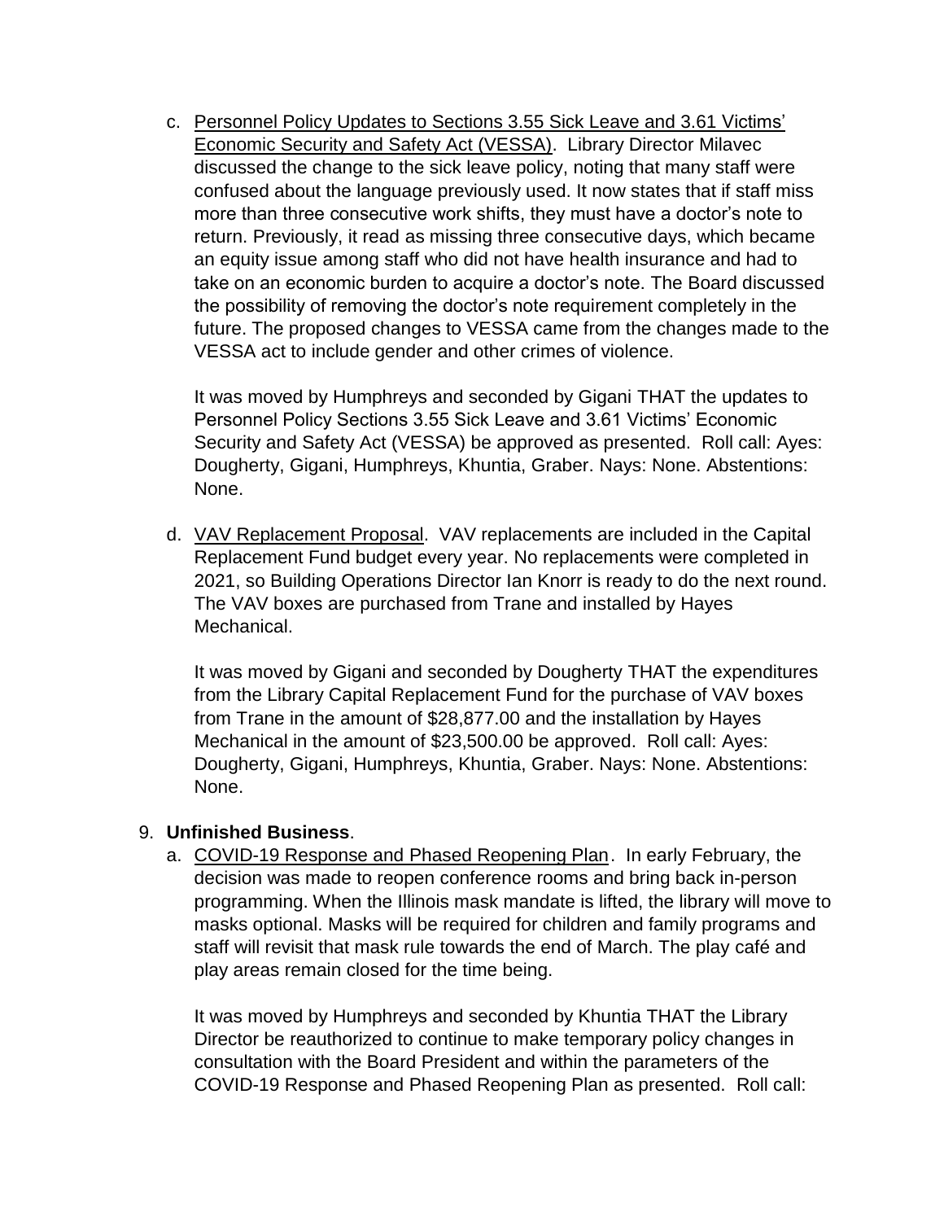c. Personnel Policy Updates to Sections 3.55 Sick Leave and 3.61 Victims' Economic Security and Safety Act (VESSA). Library Director Milavec discussed the change to the sick leave policy, noting that many staff were confused about the language previously used. It now states that if staff miss more than three consecutive work shifts, they must have a doctor's note to return. Previously, it read as missing three consecutive days, which became an equity issue among staff who did not have health insurance and had to take on an economic burden to acquire a doctor's note. The Board discussed the possibility of removing the doctor's note requirement completely in the future. The proposed changes to VESSA came from the changes made to the VESSA act to include gender and other crimes of violence.

   It was moved by Humphreys and seconded by Gigani THAT the updates to Personnel Policy Sections 3.55 Sick Leave and 3.61 Victims' Economic Security and Safety Act (VESSA) be approved as presented. Roll call: Ayes: Dougherty, Gigani, Humphreys, Khuntia, Graber. Nays: None. Abstentions: None.

d. VAV Replacement Proposal. VAV replacements are included in the Capital Replacement Fund budget every year. No replacements were completed in 2021, so Building Operations Director Ian Knorr is ready to do the next round. The VAV boxes are purchased from Trane and installed by Hayes Mechanical.

   It was moved by Gigani and seconded by Dougherty THAT the expenditures from the Library Capital Replacement Fund for the purchase of VAV boxes from Trane in the amount of $28,877.00 and the installation by Hayes Mechanical in the amount of $23,500.00 be approved. Roll call: Ayes: Dougherty, Gigani, Humphreys, Khuntia, Graber. Nays: None. Abstentions: None.

9. **Unfinished Business**.
   a. COVID-19 Response and Phased Reopening Plan. In early February, the decision was made to reopen conference rooms and bring back in-person programming. When the Illinois mask mandate is lifted, the library will move to masks optional. Masks will be required for children and family programs and staff will revisit that mask rule towards the end of March. The play café and play areas remain closed for the time being.

      It was moved by Humphreys and seconded by Khuntia THAT the Library Director be reauthorized to continue to make temporary policy changes in consultation with the Board President and within the parameters of the COVID-19 Response and Phased Reopening Plan as presented. Roll call: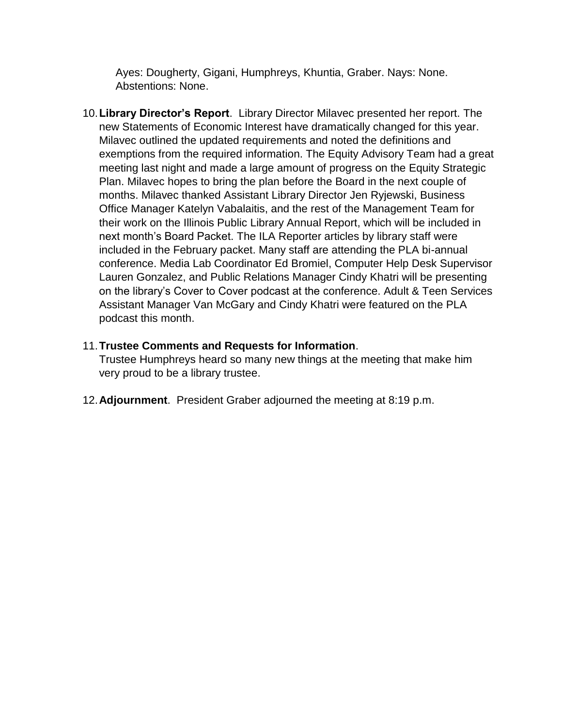Ayes: Dougherty, Gigani, Humphreys, Khuntia, Graber. Nays: None. Abstentions: None.

10. **Library Director's Report**. Library Director Milavec presented her report. The new Statements of Economic Interest have dramatically changed for this year. Milavec outlined the updated requirements and noted the definitions and exemptions from the required information. The Equity Advisory Team had a great meeting last night and made a large amount of progress on the Equity Strategic Plan. Milavec hopes to bring the plan before the Board in the next couple of months. Milavec thanked Assistant Library Director Jen Ryjewski, Business Office Manager Katelyn Vabalaitis, and the rest of the Management Team for their work on the Illinois Public Library Annual Report, which will be included in next month's Board Packet. The ILA Reporter articles by library staff were included in the February packet. Many staff are attending the PLA bi-annual conference. Media Lab Coordinator Ed Bromiel, Computer Help Desk Supervisor Lauren Gonzalez, and Public Relations Manager Cindy Khatri will be presenting on the library's Cover to Cover podcast at the conference. Adult & Teen Services Assistant Manager Van McGary and Cindy Khatri were featured on the PLA podcast this month.

11. **Trustee Comments and Requests for Information**.
    Trustee Humphreys heard so many new things at the meeting that make him very proud to be a library trustee.

12. **Adjournment**. President Graber adjourned the meeting at 8:19 p.m.